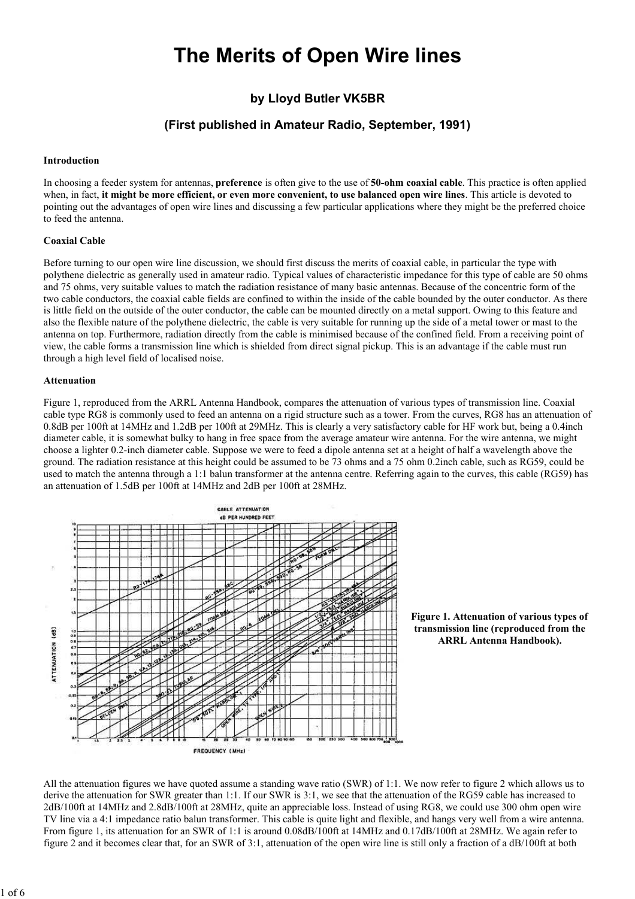# The Merits of Open Wire lines

### by Lloyd Butler VK5BR

### (First published in Amateur Radio, September, 1991)

**Introduction**

In choosing a feeder system for antennas, **preference** is often give to the use of **50-ohm coaxial cable**. This practice is often applied when, in fact, **it might be more efficient, or even more convenient, to use balanced open wire lines**. This article is devoted to pointing out the advantages of open wire lines and discussing a few particular applications where they might be the preferred choice to feed the antenna.

**Coaxial Cable**

Before turning to our open wire line discussion, we should first discuss the merits of coaxial cable, in particular the type with polythene dielectric as generally used in amateur radio. Typical values of characteristic impedance for this type of cable are 50 ohms and 75 ohms, very suitable values to match the radiation resistance of many basic antennas. Because of the concentric form of the two cable conductors, the coaxial cable fields are confined to within the inside of the cable bounded by the outer conductor. As there is little field on the outside of the outer conductor, the cable can be mounted directly on a metal support. Owing to this feature and also the flexible nature of the polythene dielectric, the cable is very suitable for running up the side of a metal tower or mast to the antenna on top. Furthermore, radiation directly from the cable is minimised because of the confined field. From a receiving point of view, the cable forms a transmission line which is shielded from direct signal pickup. This is an advantage if the cable must run through a high level field of localised noise.

**Attenuation**

Figure 1, reproduced from the ARRL Antenna Handbook, compares the attenuation of various types of transmission line. Coaxial cable type RG8 is commonly used to feed an antenna on a rigid structure such as a tower. From the curves, RG8 has an attenuation of 0.8dB per 100ft at 14MHz and 1.2dB per 100ft at 29MHz. This is clearly a very satisfactory cable for HF work but, being a 0.4inch diameter cable, it is somewhat bulky to hang in free space from the average amateur wire antenna. For the wire antenna, we might choose a lighter 0.2-inch diameter cable. Suppose we were to feed a dipole antenna set at a height of half a wavelength above the ground. The radiation resistance at this height could be assumed to be 73 ohms and a 75 ohm 0.2inch cable, such as RG59, could be used to match the antenna through a 1:1 balun transformer at the antenna centre. Referring again to the curves, this cable (RG59) has an attenuation of 1.5dB per 100ft at 14MHz and 2dB per 100ft at 28MHz.

**Figure 1. Attenuation of various types of transmission line (reproduced from the ARRL Antenna Handbook).**

All the attenuation figures we have quoted assume a standing wave ratio (SWR) of 1:1. We now refer to figure 2 which allows us to derive the attenuation for SWR greater than 1:1. If our SWR is 3:1, we see that the attenuation of the RG59 cable has increased to 2dB/100ft at 14MHz and 2.8dB/100ft at 28MHz, quite an appreciable loss. Instead of using RG8, we could use 300 ohm open wire TV line via a 4:1 impedance ratio balun transformer. This cable is quite light and flexible, and hangs very well from a wire antenna. From figure 1, its attenuation for an SWR of 1:1 is around 0.08dB/100ft at 14MHz and 0.17dB/100ft at 28MHz. We again refer to figure 2 and it becomes clear that, for an SWR of 3:1, attenuation of the open wire line is still only a fraction of a dB/100ft at both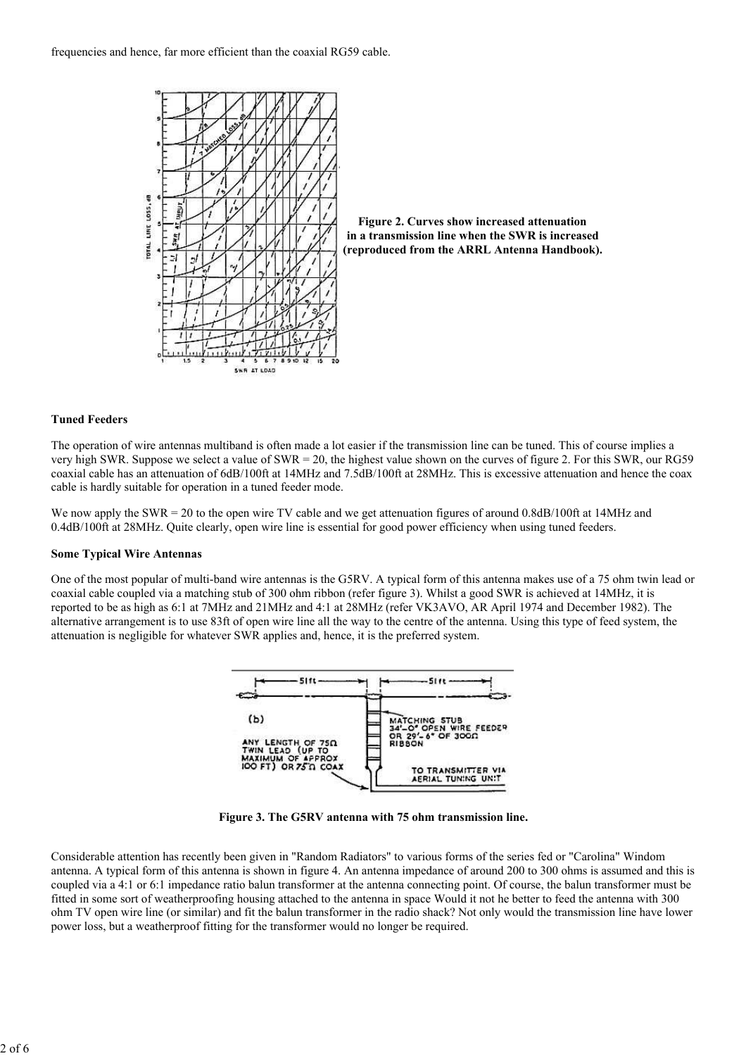frequencies and hence, far more efficient than the coaxial RG59 cable.

**Figure 2. Curves show increased attenuation in a transmission line when the SWR is increased (reproduced from the ARRL Antenna Handbook).**

**Tuned Feeders**

The operation of wire antennas multiband is often made a lot easier if the transmission line can be tuned. This of course implies a very high SWR. Suppose we select a value of SWR = 20, the highest value shown on the curves of figure 2. For this SWR, our RG59 coaxial cable has an attenuation of 6dB/100ft at 14MHz and 7.5dB/100ft at 28MHz. This is excessive attenuation and hence the coax cable is hardly suitable for operation in a tuned feeder mode.

We now apply the SWR = 20 to the open wire TV cable and we get attenuation figures of around 0.8dB/100ft at 14MHz and 0.4dB/100ft at 28MHz. Quite clearly, open wire line is essential for good power efficiency when using tuned feeders.

**Some Typical Wire Antennas**

One of the most popular of multi-band wire antennas is the G5RV. A typical form of this antenna makes use of a 75 ohm twin lead or coaxial cable coupled via a matching stub of 300 ohm ribbon (refer figure 3). Whilst a good SWR is achieved at 14MHz, it is reported to be as high as 6:1 at 7MHz and 21MHz and 4:1 at 28MHz (refer VK3AVO, AR April 1974 and December 1982). The alternative arrangement is to use 83ft of open wire line all the way to the centre of the antenna. Using this type of feed system, the attenuation is negligible for whatever SWR applies and, hence, it is the preferred system.

**Figure 3. The G5RV antenna with 75 ohm transmission line.**

Considerable attention has recently been given in "Random Radiators" to various forms of the series fed or "Carolina" Windom antenna. A typical form of this antenna is shown in figure 4. An antenna impedance of around 200 to 300 ohms is assumed and this is coupled via a 4:1 or 6:1 impedance ratio balun transformer at the antenna connecting point. Of course, the balun transformer must be fitted in some sort of weatherproofing housing attached to the antenna in space Would it not he better to feed the antenna with 300 ohm TV open wire line (or similar) and fit the balun transformer in the radio shack? Not only would the transmission line have lower power loss, but a weatherproof fitting for the transformer would no longer be required.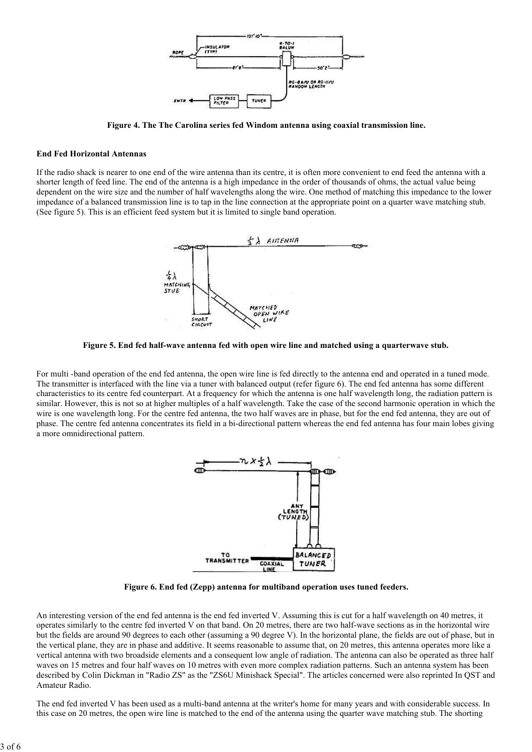Figure 4. The The Carolina series fed Windom antenna using coaxial transmission line.

**End Fed Horizontal Antennas**

If the radio shack is nearer to one end of the wire antenna than its centre, it is often more convenient to end feed the antenna with a shorter length of feed line. The end of the antenna is a high impedance in the order of thousands of ohms, the actual value being dependent on the wire size and the number of half wavelengths along the wire. One method of matching this impedance to the lower impedance of a balanced transmission line is to tap in the line connection at the appropriate point on a quarter wave matching stub. (See figure 5). This is an efficient feed system but it is limited to single band operation.

**Figure 5. End fed half-wave antenna fed with open wire line and matched using a quarterwave stub.**

For multi -band operation of the end fed antenna, the open wire line is fed directly to the antenna end and operated in a tuned mode. The transmitter is interfaced with the line via a tuner with balanced output (refer figure 6). The end fed antenna has some different characteristics to its centre fed counterpart. At a frequency for which the antenna is one half wavelength long, the radiation pattern is similar. However, this is not so at higher multiples of a half wavelength. Take the case of the second harmonic operation in which the wire is one wavelength long. For the centre fed antenna, the two half waves are in phase, but for the end fed antenna, they are out of phase. The centre fed antenna concentrates its field in a bi-directional pattern whereas the end fed antenna has four main lobes giving a more omnidirectional pattern.

**Figure 6. End fed (Zepp) antenna for multiband operation uses tuned feeders.**

An interesting version of the end fed antenna is the end fed inverted V. Assuming this is cut for a half wavelength on 40 metres, it operates similarly to the centre fed inverted V on that band. On 20 metres, there are two half-wave sections as in the horizontal wire but the fields are around 90 degrees to each other (assuming a 90 degree V). In the horizontal plane, the fields are out of phase, but in the vertical plane, they are in phase and additive. It seems reasonable to assume that, on 20 metres, this antenna operates more like a vertical antenna with two broadside elements and a consequent low angle of radiation. The antenna can also be operated as three half waves on 15 metres and four half waves on 10 metres with even more complex radiation patterns. Such an antenna system has been described by Colin Dickman in "Radio ZS" as the "ZS6U Minishack Special". The articles concerned were also reprinted In QST and Amateur Radio.

The end fed inverted V has been used as a multi-band antenna at the writer's home for many years and with considerable success. In this case on 20 metres, the open wire line is matched to the end of the antenna using the quarter wave matching stub. The shorting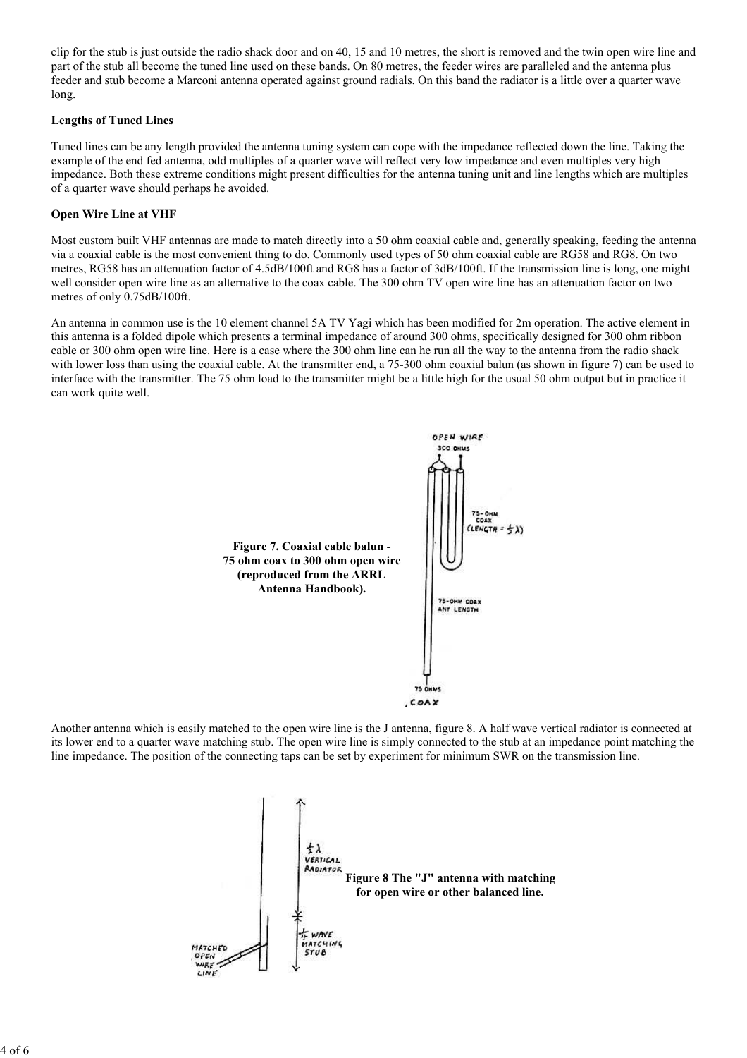clip for the stub is just outside the radio shack door and on 40, 15 and 10 metres, the short is removed and the twin open wire line and part of the stub all become the tuned line used on these bands. On 80 metres, the feeder wires are paralleled and the antenna plus feeder and stub become a Marconi antenna operated against ground radials. On this band the radiator is a little over a quarter wave long.

**Lengths of Tuned Lines**

Tuned lines can be any length provided the antenna tuning system can cope with the impedance reflected down the line. Taking the example of the end fed antenna, odd multiples of a quarter wave will reflect very low impedance and even multiples very high impedance. Both these extreme conditions might present difficulties for the antenna tuning unit and line lengths which are multiples of a quarter wave should perhaps he avoided.

**Open Wire Line at VHF**

Most custom built VHF antennas are made to match directly into a 50 ohm coaxial cable and, generally speaking, feeding the antenna via a coaxial cable is the most convenient thing to do. Commonly used types of 50 ohm coaxial cable are RG58 and RG8. On two metres, RG58 has an attenuation factor of 4.5dB/100ft and RG8 has a factor of 3dB/100ft. If the transmission line is long, one might well consider open wire line as an alternative to the coax cable. The 300 ohm TV open wire line has an attenuation factor on two metres of only 0.75dB/100ft.

An antenna in common use is the 10 element channel 5A TV Yagi which has been modified for 2m operation. The active element in this antenna is a folded dipole which presents a terminal impedance of around 300 ohms, specifically designed for 300 ohm ribbon cable or 300 ohm open wire line. Here is a case where the 300 ohm line can he run all the way to the antenna from the radio shack with lower loss than using the coaxial cable. At the transmitter end, a 75-300 ohm coaxial balun (as shown in figure 7) can be used to interface with the transmitter. The 75 ohm load to the transmitter might be a little high for the usual 50 ohm output but in practice it can work quite well.

**Figure 7. Coaxial cable balun - 75 ohm coax to 300 ohm open wire (reproduced from the ARRL Antenna Handbook).**

Another antenna which is easily matched to the open wire line is the J antenna, figure 8. A half wave vertical radiator is connected at its lower end to a quarter wave matching stub. The open wire line is simply connected to the stub at an impedance point matching the line impedance. The position of the connecting taps can be set by experiment for minimum SWR on the transmission line.

**Figure 8 The "J" antenna with matching for open wire or other balanced line.**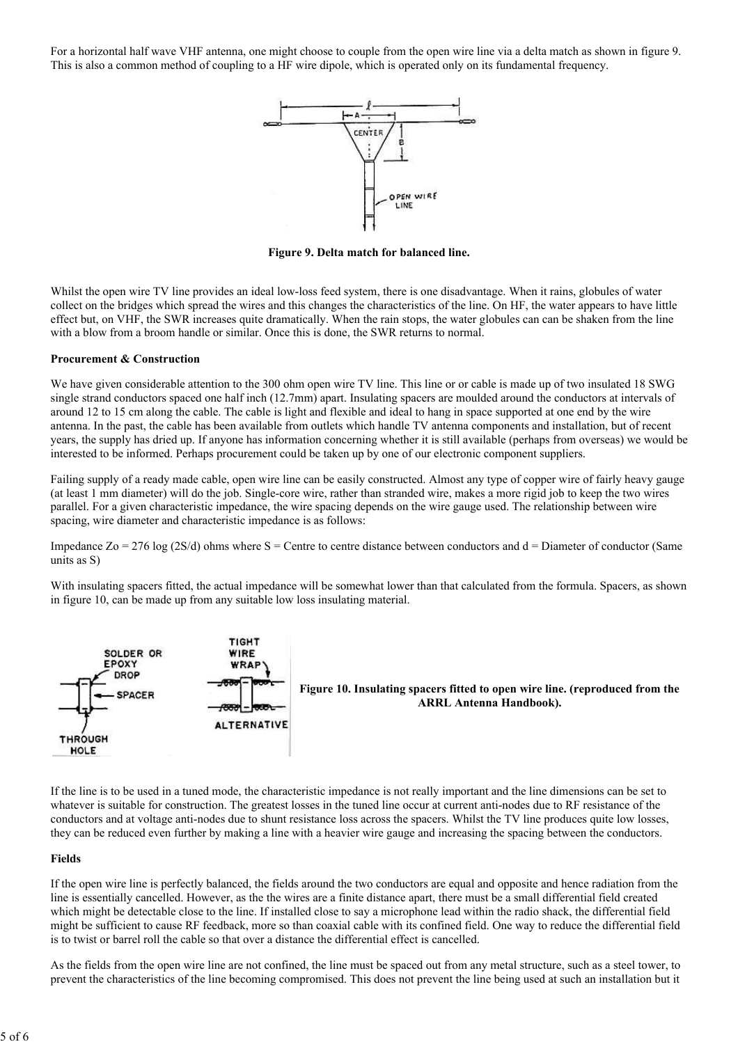For a horizontal half wave VHF antenna, one might choose to couple from the open wire line via a delta match as shown in figure 9. This is also a common method of coupling to a HF wire dipole, which is operated only on its fundamental frequency.

**Figure 9. Delta match for balanced line.**

Whilst the open wire TV line provides an ideal low-loss feed system, there is one disadvantage. When it rains, globules of water collect on the bridges which spread the wires and this changes the characteristics of the line. On HF, the water appears to have little effect but, on VHF, the SWR increases quite dramatically. When the rain stops, the water globules can can be shaken from the line with a blow from a broom handle or similar. Once this is done, the SWR returns to normal.

**Procurement & Construction**

We have given considerable attention to the 300 ohm open wire TV line. This line or or cable is made up of two insulated 18 SWG single strand conductors spaced one half inch (12.7mm) apart. Insulating spacers are moulded around the conductors at intervals of around 12 to 15 cm along the cable. The cable is light and flexible and ideal to hang in space supported at one end by the wire antenna. In the past, the cable has been available from outlets which handle TV antenna components and installation, but of recent years, the supply has dried up. If anyone has information concerning whether it is still available (perhaps from overseas) we would be interested to be informed. Perhaps procurement could be taken up by one of our electronic component suppliers.

Failing supply of a ready made cable, open wire line can be easily constructed. Almost any type of copper wire of fairly heavy gauge (at least 1 mm diameter) will do the job. Single-core wire, rather than stranded wire, makes a more rigid job to keep the two wires parallel. For a given characteristic impedance, the wire spacing depends on the wire gauge used. The relationship between wire spacing, wire diameter and characteristic impedance is as follows:

Impedance $Z_o = 276 \log (2S/d)$ ohms where S = Centre to centre distance between conductors and d = Diameter of conductor (Same units as S)

With insulating spacers fitted, the actual impedance will be somewhat lower than that calculated from the formula. Spacers, as shown in figure 10, can be made up from any suitable low loss insulating material.

**Figure 10. Insulating spacers fitted to open wire line. (reproduced from the ARRL Antenna Handbook).**

If the line is to be used in a tuned mode, the characteristic impedance is not really important and the line dimensions can be set to whatever is suitable for construction. The greatest losses in the tuned line occur at current anti-nodes due to RF resistance of the conductors and at voltage anti-nodes due to shunt resistance loss across the spacers. Whilst the TV line produces quite low losses, they can be reduced even further by making a line with a heavier wire gauge and increasing the spacing between the conductors.

**Fields**

If the open wire line is perfectly balanced, the fields around the two conductors are equal and opposite and hence radiation from the line is essentially cancelled. However, as the the wires are a finite distance apart, there must be a small differential field created which might be detectable close to the line. If installed close to say a microphone lead within the radio shack, the differential field might be sufficient to cause RF feedback, more so than coaxial cable with its confined field. One way to reduce the differential field is to twist or barrel roll the cable so that over a distance the differential effect is cancelled.

As the fields from the open wire line are not confined, the line must be spaced out from any metal structure, such as a steel tower, to prevent the characteristics of the line becoming compromised. This does not prevent the line being used at such an installation but it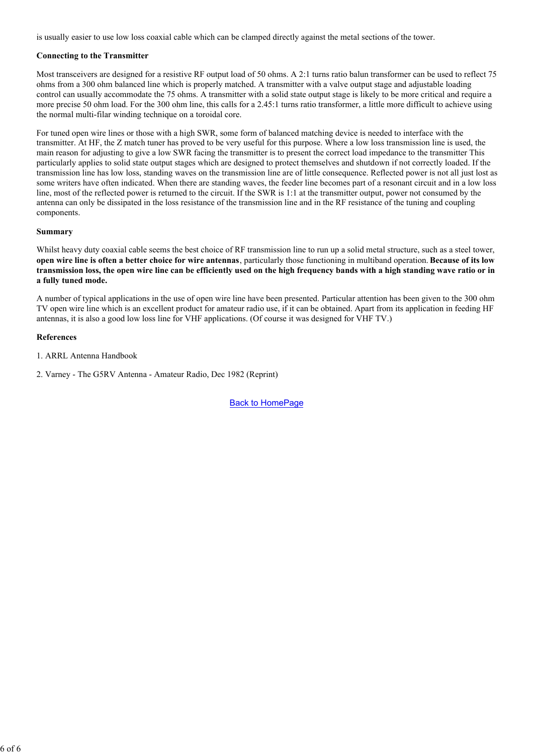is usually easier to use low loss coaxial cable which can be clamped directly against the metal sections of the tower.

**Connecting to the Transmitter**

Most transceivers are designed for a resistive RF output load of 50 ohms. A 2:1 turns ratio balun transformer can be used to reflect 75 ohms from a 300 ohm balanced line which is properly matched. A transmitter with a valve output stage and adjustable loading control can usually accommodate the 75 ohms. A transmitter with a solid state output stage is likely to be more critical and require a more precise 50 ohm load. For the 300 ohm line, this calls for a 2.45:1 turns ratio transformer, a little more difficult to achieve using the normal multi-filar winding technique on a toroidal core.

For tuned open wire lines or those with a high SWR, some form of balanced matching device is needed to interface with the transmitter. At HF, the Z match tuner has proved to be very useful for this purpose. Where a low loss transmission line is used, the main reason for adjusting to give a low SWR facing the transmitter is to present the correct load impedance to the transmitter This particularly applies to solid state output stages which are designed to protect themselves and shutdown if not correctly loaded. If the transmission line has low loss, standing waves on the transmission line are of little consequence. Reflected power is not all just lost as some writers have often indicated. When there are standing waves, the feeder line becomes part of a resonant circuit and in a low loss line, most of the reflected power is returned to the circuit. If the SWR is 1:1 at the transmitter output, power not consumed by the antenna can only be dissipated in the loss resistance of the transmission line and in the RF resistance of the tuning and coupling components.

**Summary**

Whilst heavy duty coaxial cable seems the best choice of RF transmission line to run up a solid metal structure, such as a steel tower, **open wire line is often a better choice for wire antennas**, particularly those functioning in multiband operation. **Because of its low transmission loss, the open wire line can be efficiently used on the high frequency bands with a high standing wave ratio or in a fully tuned mode.**

A number of typical applications in the use of open wire line have been presented. Particular attention has been given to the 300 ohm TV open wire line which is an excellent product for amateur radio use, if it can be obtained. Apart from its application in feeding HF antennas, it is also a good low loss line for VHF applications. (Of course it was designed for VHF TV.)

**References**

1. ARRL Antenna Handbook

2. Varney - The G5RV Antenna - Amateur Radio, Dec 1982 (Reprint)

Back to HomePage